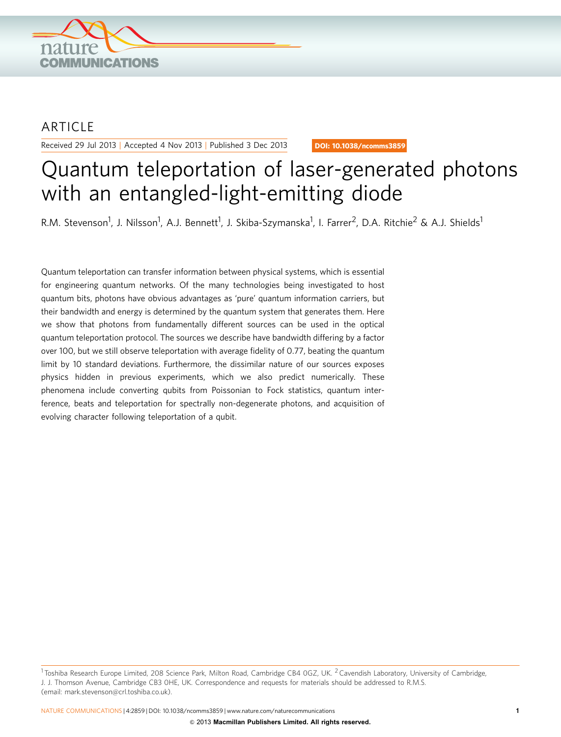ARTICLE

Received 29 Jul 2013 | Accepted 4 Nov 2013 | Published 3 Dec 2013

DOI: 10.1038/ncomms3859

# Quantum teleportation of laser-generated photons with an entangled-light-emitting diode

R.M. Stevenson[1], J. Nilsson[1], A.J. Bennett[1], J. Skiba-Szymanska[1], I. Farrer[2], D.A. Ritchie[2] & A.J. Shields[1]

Quantum teleportation can transfer information between physical systems, which is essential for engineering quantum networks. Of the many technologies being investigated to host quantum bits, photons have obvious advantages as 'pure' quantum information carriers, but their bandwidth and energy is determined by the quantum system that generates them. Here we show that photons from fundamentally different sources can be used in the optical quantum teleportation protocol. The sources we describe have bandwidth differing by a factor over 100, but we still observe teleportation with average fidelity of 0.77, beating the quantum limit by 10 standard deviations. Furthermore, the dissimilar nature of our sources exposes physics hidden in previous experiments, which we also predict numerically. These phenomena include converting qubits from Poissonian to Fock statistics, quantum interference, beats and teleportation for spectrally non-degenerate photons, and acquisition of evolving character following teleportation of a qubit.

[1] Toshiba Research Europe Limited, 208 Science Park, Milton Road, Cambridge CB4 0GZ, UK. [2] Cavendish Laboratory, University of Cambridge, J. J. Thomson Avenue, Cambridge CB3 0HE, UK. Correspondence and requests for materials should be addressed to R.M.S. (email: mark.stevenson@crl.toshiba.co.uk).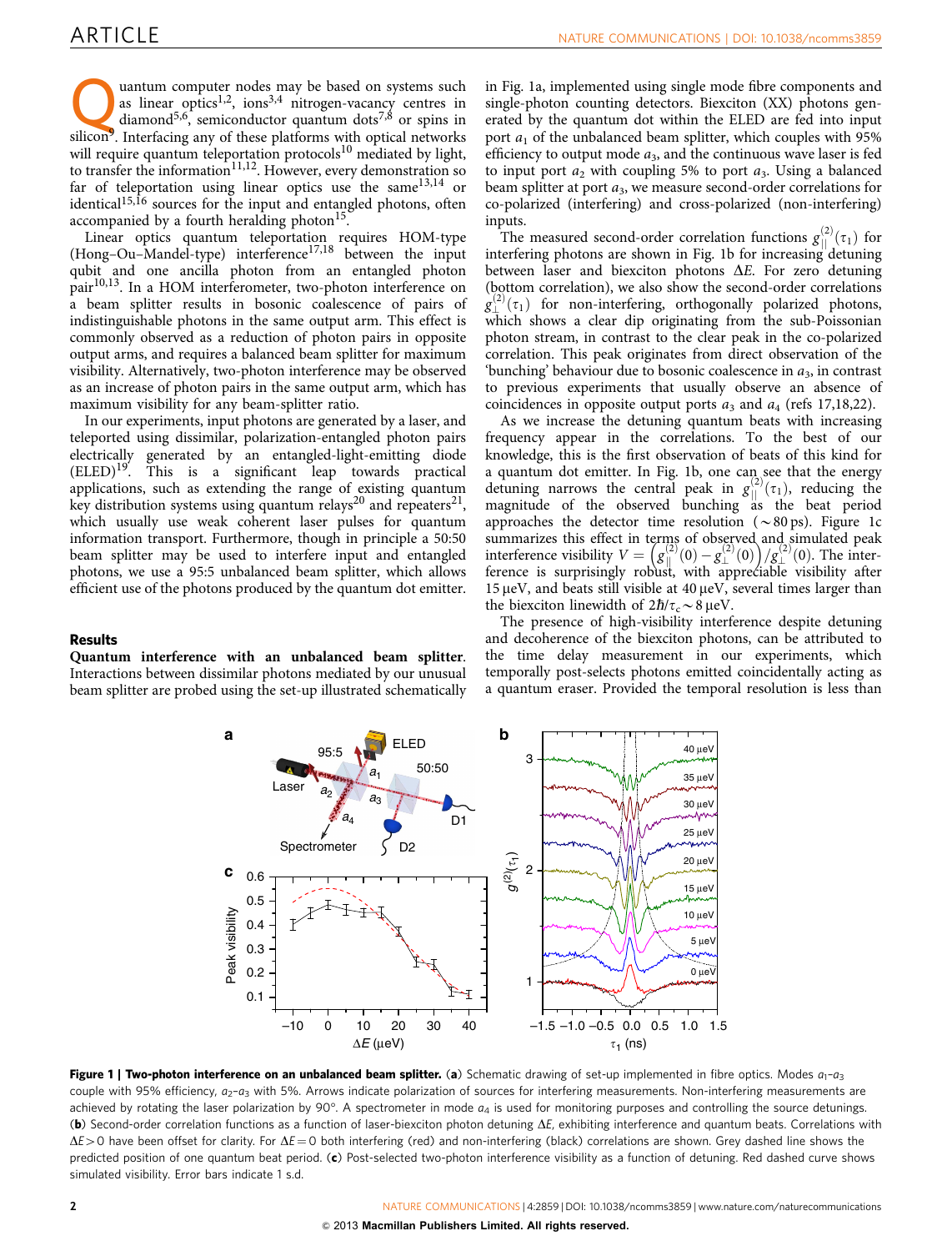Quantum computer nodes may be based on systems such as linear optics[1,2], ions[3,4] nitrogen-vacancy centres in diamond[5,6], semiconductor quantum dots[7,8] or spins in silicon[9]. Interfacing any of these platforms with optical networks will require quantum teleportation protocols[10] mediated by light, to transfer the information[11,12]. However, every demonstration so far of teleportation using linear optics use the same[13,14] or identical[15,16] sources for the input and entangled photons, often accompanied by a fourth heralding photon[15].

Linear optics quantum teleportation requires HOM-type (Hong–Ou–Mandel-type) interference[17,18] between the input qubit and one ancilla photon from an entangled photon pair[10,13]. In a HOM interferometer, two-photon interference on a beam splitter results in bosonic coalescence of pairs of indistinguishable photons in the same output arm. This effect is commonly observed as a reduction of photon pairs in opposite output arms, and requires a balanced beam splitter for maximum visibility. Alternatively, two-photon interference may be observed as an increase of photon pairs in the same output arm, which has maximum visibility for any beam-splitter ratio.

In our experiments, input photons are generated by a laser, and teleported using dissimilar, polarization-entangled photon pairs electrically generated by an entangled-light-emitting diode (ELED)[19]. This is a significant leap towards practical applications, such as extending the range of existing quantum key distribution systems using quantum relays[20] and repeaters[21], which usually use weak coherent laser pulses for quantum information transport. Furthermore, though in principle a 50:50 beam splitter may be used to interfere input and entangled photons, we use a 95:5 unbalanced beam splitter, which allows efficient use of the photons produced by the quantum dot emitter.

## Results

**Quantum interference with an unbalanced beam splitter.** Interactions between dissimilar photons mediated by our unusual beam splitter are probed using the set-up illustrated schematically in Fig. 1a, implemented using single mode fibre components and single-photon counting detectors. Biexciton (XX) photons generated by the quantum dot within the ELED are fed into input port $a_1$ of the unbalanced beam splitter, which couples with 95% efficiency to output mode $a_3$, and the continuous wave laser is fed to input port $a_2$ with coupling 5% to port $a_3$. Using a balanced beam splitter at port $a_3$, we measure second-order correlations for co-polarized (interfering) and cross-polarized (non-interfering) inputs.

The measured second-order correlation functions $g^{(2)}_{\parallel}(\tau_1)$ for interfering photons are shown in Fig. 1b for increasing detuning between laser and biexciton photons $\Delta E$. For zero detuning (bottom correlation), we also show the second-order correlations $g^{(2)}_{\perp}(\tau_1)$ for non-interfering, orthogonally polarized photons, which shows a clear dip originating from the sub-Poissonian photon stream, in contrast to the clear peak in the co-polarized correlation. This peak originates from direct observation of the 'bunching' behaviour due to bosonic coalescence in $a_3$, in contrast to previous experiments that usually observe an absence of coincidences in opposite output ports $a_3$ and $a_4$ (refs 17,18,22).

As we increase the detuning quantum beats with increasing frequency appear in the correlations. To the best of our knowledge, this is the first observation of beats of this kind for a quantum dot emitter. In Fig. 1b, one can see that the energy detuning narrows the central peak in $g^{(2)}_{\parallel}(\tau_1)$, reducing the magnitude of the observed bunching as the beat period approaches the detector time resolution (~80 ps). Figure 1c summarizes this effect in terms of observed and simulated peak interference visibility $V = \left(g^{(2)}_{\parallel}(0) - g^{(2)}_{\perp}(0)\right)/g^{(2)}_{\perp}(0)$. The interference is surprisingly robust, with appreciable visibility after 15 μeV, and beats still visible at 40 μeV, several times larger than the biexciton linewidth of $2\hbar/\tau_c \sim 8$ μeV.

The presence of high-visibility interference despite detuning and decoherence of the biexciton photons, can be attributed to the time delay measurement in our experiments, which temporally post-selects photons emitted coincidentally acting as a quantum eraser. Provided the temporal resolution is less than

**Figure 1 | Two-photon interference on an unbalanced beam splitter.** (**a**) Schematic drawing of set-up implemented in fibre optics. Modes $a_1$–$a_3$ couple with 95% efficiency, $a_2$–$a_3$ with 5%. Arrows indicate polarization of sources for interfering measurements. Non-interfering measurements are achieved by rotating the laser polarization by 90°. A spectrometer in mode $a_4$ is used for monitoring purposes and controlling the source detunings. (**b**) Second-order correlation functions as a function of laser-biexciton photon detuning $\Delta E$, exhibiting interference and quantum beats. Correlations with $\Delta E > 0$ have been offset for clarity. For $\Delta E = 0$ both interfering (red) and non-interfering (black) correlations are shown. Grey dashed line shows the predicted position of one quantum beat period. (**c**) Post-selected two-photon interference visibility as a function of detuning. Red dashed curve shows simulated visibility. Error bars indicate 1 s.d.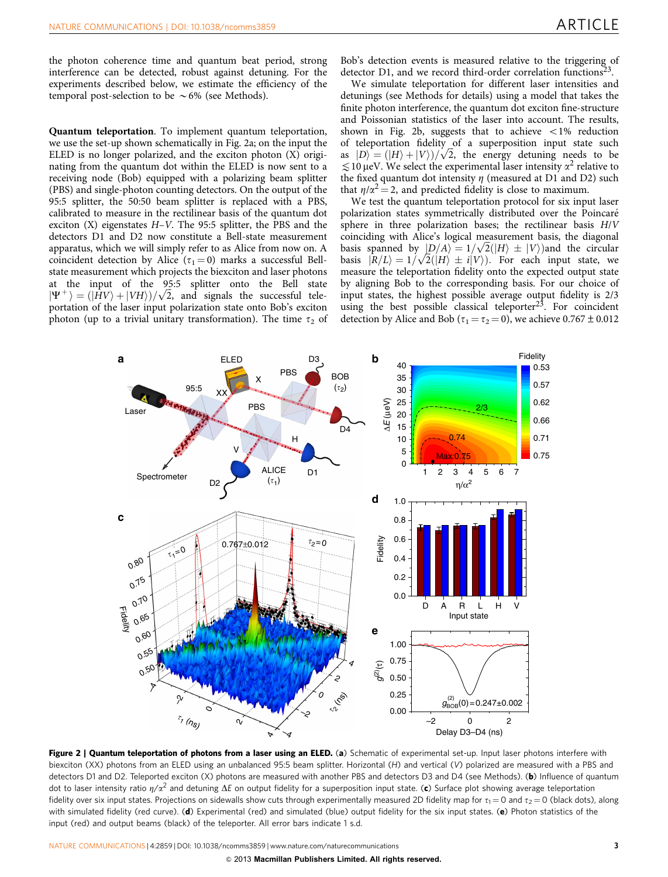the photon coherence time and quantum beat period, strong interference can be detected, robust against detuning. For the experiments described below, we estimate the efficiency of the temporal post-selection to be ~6% (see Methods).

**Quantum teleportation**. To implement quantum teleportation, we use the set-up shown schematically in Fig. 2a; on the input the ELED is no longer polarized, and the exciton photon (X) originating from the quantum dot within the ELED is now sent to a receiving node (Bob) equipped with a polarizing beam splitter (PBS) and single-photon counting detectors. On the output of the 95:5 splitter, the 50:50 beam splitter is replaced with a PBS, calibrated to measure in the rectilinear basis of the quantum dot exciton (X) eigenstates $H$–$V$. The 95:5 splitter, the PBS and the detectors D1 and D2 now constitute a Bell-state measurement apparatus, which we will simply refer to as Alice from now on. A coincident detection by Alice ($\tau_1 = 0$) marks a successful Bell-state measurement which projects the biexciton and laser photons at the input of the 95:5 splitter onto the Bell state $|\Psi^+\rangle = (|HV\rangle + |VH\rangle)/\sqrt{2}$, and signals the successful teleportation of the laser input polarization state onto Bob's exciton photon (up to a trivial unitary transformation). The time $\tau_2$ of Bob's detection events is measured relative to the triggering of detector D1, and we record third-order correlation functions[23].

We simulate teleportation for different laser intensities and detunings (see Methods for details) using a model that takes the finite photon interference, the quantum dot exciton fine-structure and Poissonian statistics of the laser into account. The results, shown in Fig. 2b, suggests that to achieve <1% reduction of teleportation fidelity of a superposition input state such as $|D\rangle = (|H\rangle + |V\rangle)/\sqrt{2}$, the energy detuning needs to be $\lesssim 10\,\mu$eV. We select the experimental laser intensity $\alpha^2$ relative to the fixed quantum dot intensity $\eta$ (measured at D1 and D2) such that $\eta/\alpha^2 = 2$, and predicted fidelity is close to maximum.

We test the quantum teleportation protocol for six input laser polarization states symmetrically distributed over the Poincaré sphere in three polarization bases; the rectilinear basis $H/V$ coinciding with Alice's logical measurement basis, the diagonal basis spanned by $|D/A\rangle = 1/\sqrt{2}(|H\rangle \pm |V\rangle)$and the circular basis $|R/L\rangle = 1/\sqrt{2}(|H\rangle \pm i|V\rangle)$. For each input state, we measure the teleportation fidelity onto the expected output state by aligning Bob to the corresponding basis. For our choice of input states, the highest possible average output fidelity is 2/3 using the best possible classical teleporter[23]. For coincident detection by Alice and Bob ($\tau_1 = \tau_2 = 0$), we achieve $0.767 \pm 0.012$

**Figure 2 | Quantum teleportation of photons from a laser using an ELED.** (**a**) Schematic of experimental set-up. Input laser photons interfere with biexciton (XX) photons from an ELED using an unbalanced 95:5 beam splitter. Horizontal ($H$) and vertical ($V$) polarized are measured with a PBS and detectors D1 and D2. Teleported exciton (X) photons are measured with another PBS and detectors D3 and D4 (see Methods). (**b**) Influence of quantum dot to laser intensity ratio $\eta/\alpha^2$ and detuning $\Delta E$ on output fidelity for a superposition input state. (**c**) Surface plot showing average teleportation fidelity over six input states. Projections on sidewalls show cuts through experimentally measured 2D fidelity map for $\tau_1 = 0$ and $\tau_2 = 0$ (black dots), along with simulated fidelity (red curve). (**d**) Experimental (red) and simulated (blue) output fidelity for the six input states. (**e**) Photon statistics of the input (red) and output beams (black) of the teleporter. All error bars indicate 1 s.d.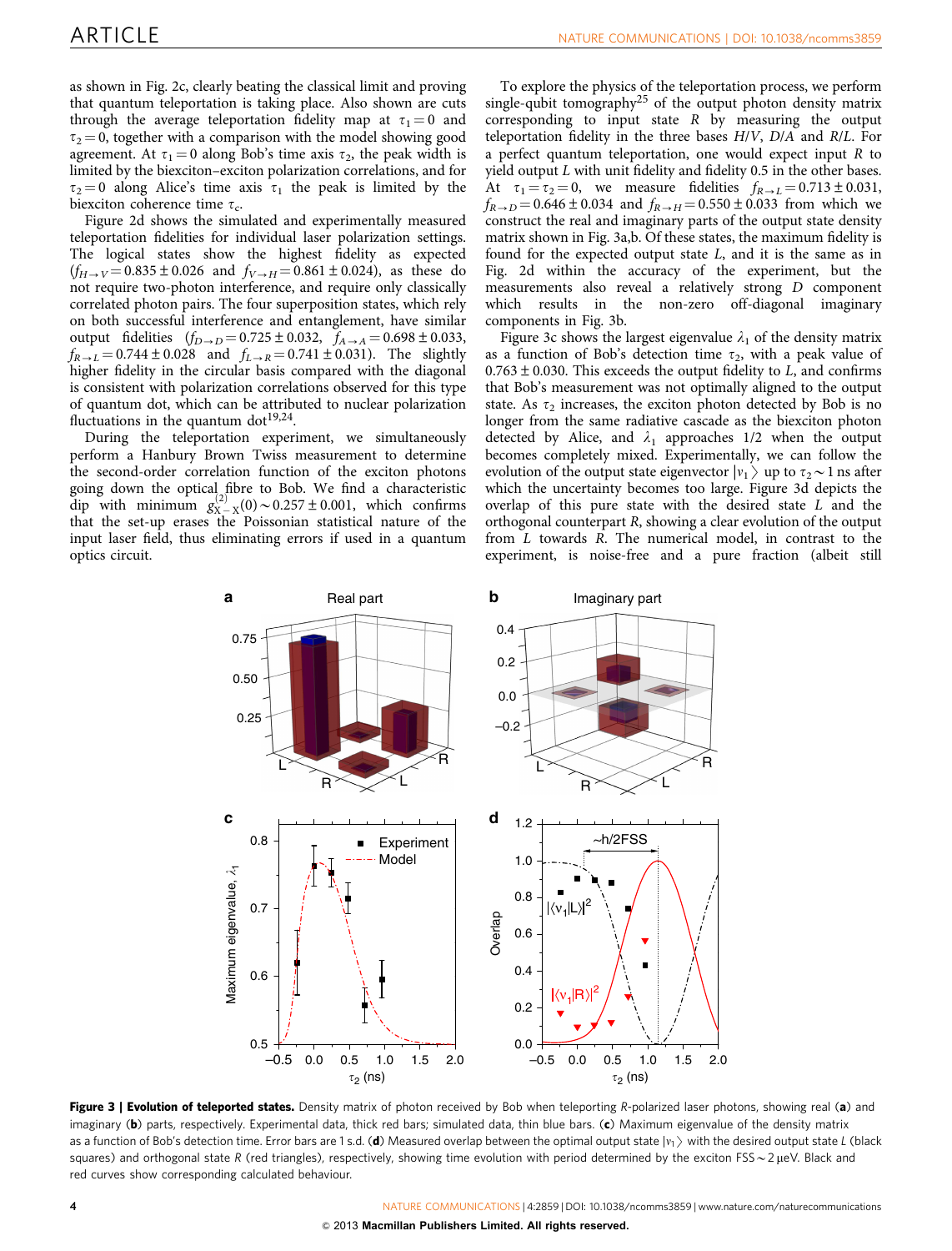as shown in Fig. 2c, clearly beating the classical limit and proving that quantum teleportation is taking place. Also shown are cuts through the average teleportation fidelity map at $\tau_1 = 0$ and $\tau_2 = 0$, together with a comparison with the model showing good agreement. At $\tau_1 = 0$ along Bob's time axis $\tau_2$, the peak width is limited by the biexciton–exciton polarization correlations, and for $\tau_2 = 0$ along Alice's time axis $\tau_1$ the peak is limited by the biexciton coherence time $\tau_c$.

Figure 2d shows the simulated and experimentally measured teleportation fidelities for individual laser polarization settings. The logical states show the highest fidelity as expected ($f_{H \rightarrow V} = 0.835 \pm 0.026$ and $f_{V \rightarrow H} = 0.861 \pm 0.024$), as these do not require two-photon interference, and require only classically correlated photon pairs. The four superposition states, which rely on both successful interference and entanglement, have similar output fidelities ($f_{D \rightarrow D} = 0.725 \pm 0.032$, $f_{A \rightarrow A} = 0.698 \pm 0.033$, $f_{R \rightarrow L} = 0.744 \pm 0.028$ and $f_{L \rightarrow R} = 0.741 \pm 0.031$). The slightly higher fidelity in the circular basis compared with the diagonal is consistent with polarization correlations observed for this type of quantum dot, which can be attributed to nuclear polarization fluctuations in the quantum dot[19,24].

During the teleportation experiment, we simultaneously perform a Hanbury Brown Twiss measurement to determine the second-order correlation function of the exciton photons going down the optical fibre to Bob. We find a characteristic dip with minimum $g^{(2)}_{X-X}(0) \sim 0.257 \pm 0.001$, which confirms that the set-up erases the Poissonian statistical nature of the input laser field, thus eliminating errors if used in a quantum optics circuit.

To explore the physics of the teleportation process, we perform single-qubit tomography[25] of the output photon density matrix corresponding to input state $R$ by measuring the output teleportation fidelity in the three bases $H/V$, $D/A$ and $R/L$. For a perfect quantum teleportation, one would expect input $R$ to yield output $L$ with unit fidelity and fidelity 0.5 in the other bases. At $\tau_1 = \tau_2 = 0$, we measure fidelities $f_{R \rightarrow L} = 0.713 \pm 0.031$, $f_{R \rightarrow D} = 0.646 \pm 0.034$ and $f_{R \rightarrow H} = 0.550 \pm 0.033$ from which we construct the real and imaginary parts of the output state density matrix shown in Fig. 3a,b. Of these states, the maximum fidelity is found for the expected output state $L$, and it is the same as in Fig. 2d within the accuracy of the experiment, but the measurements also reveal a relatively strong $D$ component which results in the non-zero off-diagonal imaginary components in Fig. 3b.

Figure 3c shows the largest eigenvalue $\lambda_1$ of the density matrix as a function of Bob's detection time $\tau_2$, with a peak value of $0.763 \pm 0.030$. This exceeds the output fidelity to $L$, and confirms that Bob's measurement was not optimally aligned to the output state. As $\tau_2$ increases, the exciton photon detected by Bob is no longer from the same radiative cascade as the biexciton photon detected by Alice, and $\lambda_1$ approaches 1/2 when the output becomes completely mixed. Experimentally, we can follow the evolution of the output state eigenvector $|v_1\rangle$ up to $\tau_2 \sim 1$ ns after which the uncertainty becomes too large. Figure 3d depicts the overlap of this pure state with the desired state $L$ and the orthogonal counterpart $R$, showing a clear evolution of the output from $L$ towards $R$. The numerical model, in contrast to the experiment, is noise-free and a pure fraction (albeit still

**Figure 3 | Evolution of teleported states.** Density matrix of photon received by Bob when teleporting $R$-polarized laser photons, showing real (**a**) and imaginary (**b**) parts, respectively. Experimental data, thick red bars; simulated data, thin blue bars. (**c**) Maximum eigenvalue of the density matrix as a function of Bob's detection time. Error bars are 1 s.d. (**d**) Measured overlap between the optimal output state $|v_1\rangle$ with the desired output state $L$ (black squares) and orthogonal state $R$ (red triangles), respectively, showing time evolution with period determined by the exciton FSS $\sim 2\,\mu$eV. Black and red curves show corresponding calculated behaviour.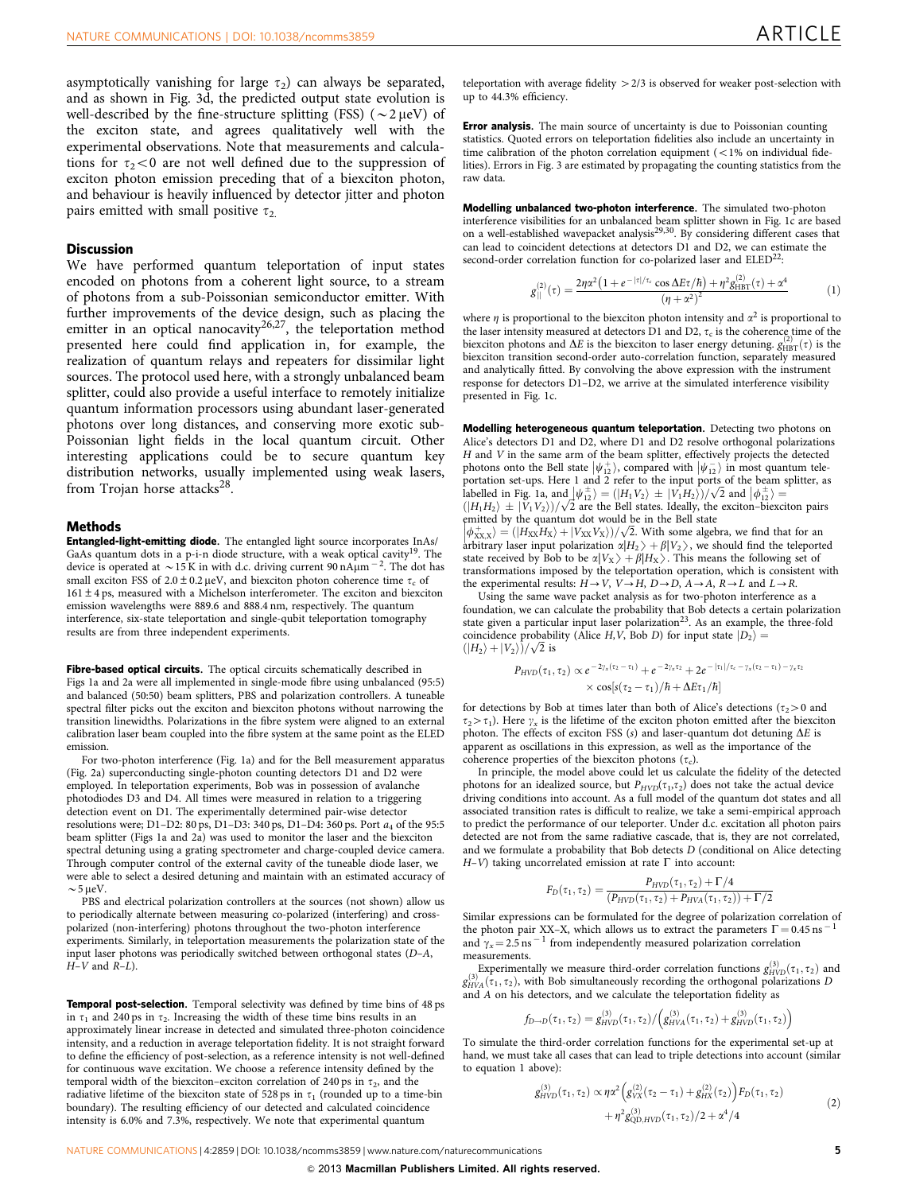asymptotically vanishing for large $\tau_2$) can always be separated, and as shown in Fig. 3d, the predicted output state evolution is well-described by the fine-structure splitting (FSS) ($\sim 2\,\mu$eV) of the exciton state, and agrees qualitatively well with the experimental observations. Note that measurements and calculations for $\tau_2 < 0$ are not well defined due to the suppression of exciton photon emission preceding that of a biexciton photon, and behaviour is heavily influenced by detector jitter and photon pairs emitted with small positive $\tau_2$.

## Discussion

We have performed quantum teleportation of input states encoded on photons from a coherent light source, to a stream of photons from a sub-Poissonian semiconductor emitter. With further improvements of the device design, such as placing the emitter in an optical nanocavity[26,27], the teleportation method presented here could find application in, for example, the realization of quantum relays and repeaters for dissimilar light sources. The protocol used here, with a strongly unbalanced beam splitter, could also provide a useful interface to remotely initialize quantum information processors using abundant laser-generated photons over long distances, and conserving more exotic sub-Poissonian light fields in the local quantum circuit. Other interesting applications could be to secure quantum key distribution networks, usually implemented using weak lasers, from Trojan horse attacks[28].

## Methods

**Entangled-light-emitting diode.** The entangled light source incorporates InAs/GaAs quantum dots in a p-i-n diode structure, with a weak optical cavity[19]. The device is operated at $\sim$15 K in with d.c. driving current 90 nA$\mu$m$^{-2}$. The dot has small exciton FSS of $2.0 \pm 0.2\,\mu$eV, and biexciton photon coherence time $\tau_c$ of $161 \pm 4$ ps, measured with a Michelson interferometer. The exciton and biexciton emission wavelengths were 889.6 and 888.4 nm, respectively. The quantum interference, six-state teleportation and single-qubit teleportation tomography results are from three independent experiments.

**Fibre-based optical circuits.** The optical circuits schematically described in Figs 1a and 2a were all implemented in single-mode fibre using unbalanced (95:5) and balanced (50:50) beam splitters, PBS and polarization controllers. A tuneable spectral filter picks out the exciton and biexciton photons without narrowing the transition linewidths. Polarizations in the fibre system were aligned to an external calibration laser beam coupled into the fibre system at the same point as the ELED emission.

For two-photon interference (Fig. 1a) and for the Bell measurement apparatus (Fig. 2a) superconducting single-photon counting detectors D1 and D2 were employed. In teleportation experiments, Bob was in possession of avalanche photodiodes D3 and D4. All times were measured in relation to a triggering detection event on D1. The experimentally determined pair-wise detector resolutions were; D1–D2: 80 ps, D1–D3: 340 ps, D1–D4: 360 ps. Port $a_4$ of the 95:5 beam splitter (Figs 1a and 2a) was used to monitor the laser and the biexciton spectral detuning using a grating spectrometer and charge-coupled device camera. Through computer control of the external cavity of the tuneable diode laser, we were able to select a desired detuning and maintain with an estimated accuracy of $\sim 5\,\mu$eV.

PBS and electrical polarization controllers at the sources (not shown) allow us to periodically alternate between measuring co-polarized (interfering) and cross-polarized (non-interfering) photons throughout the two-photon interference experiments. Similarly, in teleportation measurements the polarization state of the input laser photons was periodically switched between orthogonal states ($D$–$A$, $H$–$V$ and $R$–$L$).

**Temporal post-selection.** Temporal selectivity was defined by time bins of 48 ps in $\tau_1$ and 240 ps in $\tau_2$. Increasing the width of these time bins results in an approximately linear increase in detected and simulated three-photon coincidence intensity, and a reduction in average teleportation fidelity. It is not straight forward to define the efficiency of post-selection, as a reference intensity is not well-defined for continuous wave excitation. We choose a reference intensity defined by the temporal width of the biexciton–exciton correlation of 240 ps in $\tau_2$, and the radiative lifetime of the biexciton state of 528 ps in $\tau_1$ (rounded up to a time-bin boundary). The resulting efficiency of our detected and calculated coincidence intensity is 6.0% and 7.3%, respectively. We note that experimental quantum teleportation with average fidelity $>2/3$ is observed for weaker post-selection with up to 44.3% efficiency.

**Error analysis.** The main source of uncertainty is due to Poissonian counting statistics. Quoted errors on teleportation fidelities also include an uncertainty in time calibration of the photon correlation equipment ($<$1% on individual fidelities). Errors in Fig. 3 are estimated by propagating the counting statistics from the raw data.

**Modelling unbalanced two-photon interference.** The simulated two-photon interference visibilities for an unbalanced beam splitter shown in Fig. 1c are based on a well-established wavepacket analysis[29,30]. By considering different cases that can lead to coincident detections at detectors D1 and D2, we can estimate the second-order correlation function for co-polarized laser and ELED[22]:

$$g^{(2)}_{\parallel}(\tau) = \frac{2\eta\alpha^2\left(1 + e^{-|\tau|/\tau_c}\cos\Delta E\tau/\hbar\right) + \eta^2 g^{(2)}_{\mathrm{HBT}}(\tau) + \alpha^4}{\left(\eta + \alpha^2\right)^2} \tag{1}$$

where $\eta$ is proportional to the biexciton photon intensity and $\alpha^2$ is proportional to the laser intensity measured at detectors D1 and D2, $\tau_c$ is the coherence time of the biexciton photons and $\Delta E$ is the biexciton to laser energy detuning. $g^{(2)}_{\mathrm{HBT}}(\tau)$ is the biexciton transition second-order auto-correlation function, separately measured and analytically fitted. By convolving the above expression with the instrument response for detectors D1–D2, we arrive at the simulated interference visibility presented in Fig. 1c.

**Modelling heterogeneous quantum teleportation.** Detecting two photons on Alice's detectors D1 and D2, where D1 and D2 resolve orthogonal polarizations $H$ and $V$ in the same arm of the beam splitter, effectively projects the detected photons onto the Bell state $|\psi^+_{12}\rangle$, compared with $|\psi^-_{12}\rangle$ in most quantum teleportation set-ups. Here 1 and 2 refer to the input ports of the beam splitter, as labelled in Fig. 1a, and $|\psi^{\pm}_{12}\rangle = (|H_1V_2\rangle \pm |V_1H_2\rangle)/\sqrt{2}$ and $|\phi^{\pm}_{12}\rangle = (|H_1H_2\rangle \pm |V_1V_2\rangle)/\sqrt{2}$ are the Bell states. Ideally, the exciton–biexciton pairs emitted by the quantum dot would be in the Bell state $|\phi^+_{\mathrm{XX,X}}\rangle = (|H_{\mathrm{XX}}H_{\mathrm{X}}\rangle + |V_{\mathrm{XX}}V_{\mathrm{X}}\rangle)/\sqrt{2}$. With some algebra, we find that for an arbitrary laser input polarization $\alpha|H_2\rangle + \beta|V_2\rangle$, we should find the teleported state received by Bob to be $\alpha|V_{\mathrm{X}}\rangle + \beta|H_{\mathrm{X}}\rangle$. This means the following set of transformations imposed by the teleportation operation, which is consistent with the experimental results: $H \to V$, $V \to H$, $D \to D$, $A \to A$, $R \to L$ and $L \to R$.

Using the same wave packet analysis as for two-photon interference as a foundation, we can calculate the probability that Bob detects a certain polarization state given a particular input laser polarization[23]. As an example, the three-fold coincidence probability (Alice $H$,$V$, Bob $D$) for input state $|D_2\rangle = (|H_2\rangle + |V_2\rangle)/\sqrt{2}$ is

$$P_{HVD}(\tau_1, \tau_2) \propto e^{-2\gamma_x(\tau_2 - \tau_1)} + e^{-2\gamma_x\tau_2} + 2e^{-|\tau_1|/\tau_c - \gamma_x(\tau_2 - \tau_1) - \gamma_x\tau_2} \times \cos[s(\tau_2 - \tau_1)/\hbar + \Delta E\tau_1/\hbar]$$

for detections by Bob at times later than both of Alice's detections ($\tau_2 > 0$ and $\tau_2 > \tau_1$). Here $\gamma_x$ is the lifetime of the exciton photon emitted after the biexciton photon. The effects of exciton FSS ($s$) and laser-quantum dot detuning $\Delta E$ is apparent as oscillations in this expression, as well as the importance of the coherence properties of the biexciton photons ($\tau_c$).

In principle, the model above could let us calculate the fidelity of the detected photons for an idealized source, but $P_{HVD}(\tau_1,\tau_2)$ does not take the actual device driving conditions into account. As a full model of the quantum dot states and all associated transition rates is difficult to realize, we take a semi-empirical approach to predict the performance of our teleporter. Under d.c. excitation all photon pairs detected are not from the same radiative cascade, that is, they are not correlated, and we formulate a probability that Bob detects $D$ (conditional on Alice detecting $H$–$V$) taking uncorrelated emission at rate $\Gamma$ into account:

$$F_D(\tau_1, \tau_2) = \frac{P_{HVD}(\tau_1, \tau_2) + \Gamma/4}{(P_{HVD}(\tau_1, \tau_2) + P_{HVA}(\tau_1, \tau_2)) + \Gamma/2}$$

Similar expressions can be formulated for the degree of polarization correlation of the photon pair XX–X, which allows us to extract the parameters $\Gamma = 0.45\,\mathrm{ns}^{-1}$ and $\gamma_x = 2.5\,\mathrm{ns}^{-1}$ from independently measured polarization correlation measurements.

Experimentally we measure third-order correlation functions $g^{(3)}_{HVD}(\tau_1, \tau_2)$ and $g^{(3)}_{HVA}(\tau_1, \tau_2)$, with Bob simultaneously recording the orthogonal polarizations $D$ and $A$ on his detectors, and we calculate the teleportation fidelity as

$$f_{D \to D}(\tau_1, \tau_2) = g^{(3)}_{HVD}(\tau_1, \tau_2) \Big/ \left(g^{(3)}_{HVA}(\tau_1, \tau_2) + g^{(3)}_{HVD}(\tau_1, \tau_2)\right)$$

To simulate the third-order correlation functions for the experimental set-up at hand, we must take all cases that can lead to triple detections into account (similar to equation 1 above):

$$g^{(3)}_{HVD}(\tau_1, \tau_2) \propto \eta\alpha^2\left(g^{(2)}_{VX}(\tau_2 - \tau_1) + g^{(2)}_{HX}(\tau_2)\right)F_D(\tau_1, \tau_2) + \eta^2 g^{(3)}_{\mathrm{QD},HVD}(\tau_1, \tau_2)/2 + \alpha^4/4 \tag{2}$$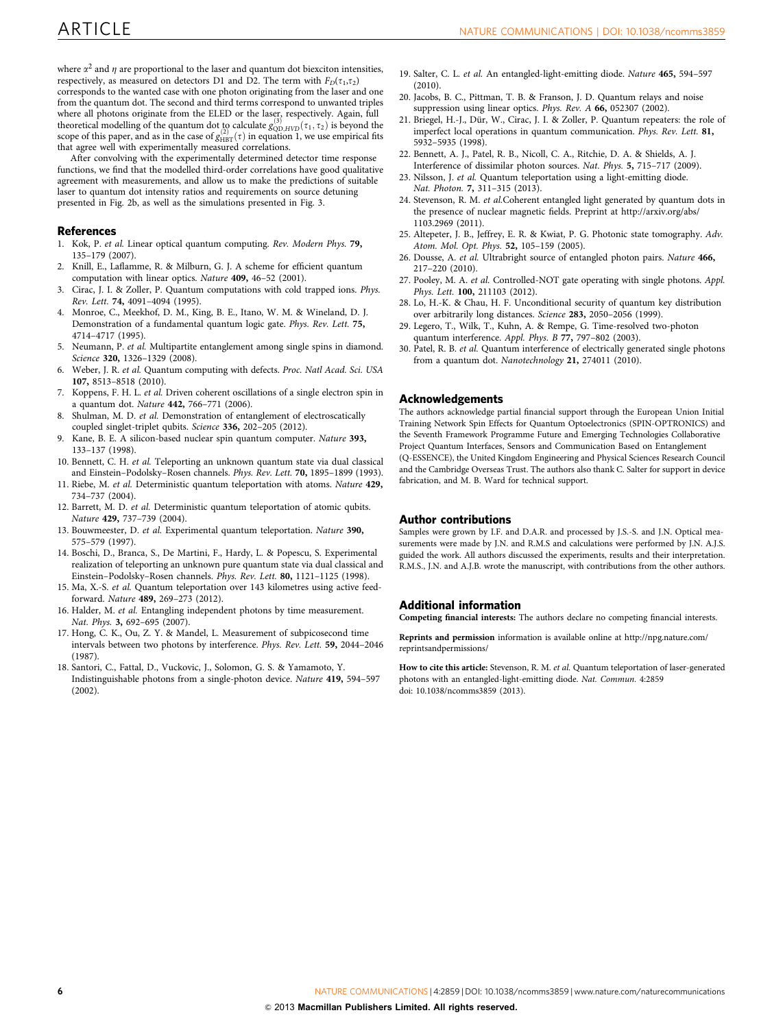where $\alpha^2$ and $\eta$ are proportional to the laser and quantum dot biexciton intensities, respectively, as measured on detectors D1 and D2. The term with $F_D(\tau_1,\tau_2)$ corresponds to the wanted case with one photon originating from the laser and one from the quantum dot. The second and third terms correspond to unwanted triples where all photons originate from the ELED or the laser, respectively. Again, full theoretical modelling of the quantum dot to calculate $g^{(3)}_{QD,HVD}(\tau_1,\tau_2)$ is beyond the scope of this paper, and as in the case of $g^{(2)}_{HBT}(\tau)$ in equation 1, we use empirical fits that agree well with experimentally measured correlations.

After convolving with the experimentally determined detector time response functions, we find that the modelled third-order correlations have good qualitative agreement with measurements, and allow us to make the predictions of suitable laser to quantum dot intensity ratios and requirements on source detuning presented in Fig. 2b, as well as the simulations presented in Fig. 3.

## References

1. Kok, P. *et al.* Linear optical quantum computing. *Rev. Modern Phys.* **79,** 135–179 (2007).
2. Knill, E., Laflamme, R. & Milburn, G. J. A scheme for efficient quantum computation with linear optics. *Nature* **409,** 46–52 (2001).
3. Cirac, J. I. & Zoller, P. Quantum computations with cold trapped ions. *Phys. Rev. Lett.* **74,** 4091–4094 (1995).
4. Monroe, C., Meekhof, D. M., King, B. E., Itano, W. M. & Wineland, D. J. Demonstration of a fundamental quantum logic gate. *Phys. Rev. Lett.* **75,** 4714–4717 (1995).
5. Neumann, P. *et al.* Multipartite entanglement among single spins in diamond. *Science* **320,** 1326–1329 (2008).
6. Weber, J. R. *et al.* Quantum computing with defects. *Proc. Natl Acad. Sci. USA* **107,** 8513–8518 (2010).
7. Koppens, F. H. L. *et al.* Driven coherent oscillations of a single electron spin in a quantum dot. *Nature* **442,** 766–771 (2006).
8. Shulman, M. D. *et al.* Demonstration of entanglement of electroscatically coupled singlet-triplet qubits. *Science* **336,** 202–205 (2012).
9. Kane, B. E. A silicon-based nuclear spin quantum computer. *Nature* **393,** 133–137 (1998).
10. Bennett, C. H. *et al.* Teleporting an unknown quantum state via dual classical and Einstein–Podolsky–Rosen channels. *Phys. Rev. Lett.* **70,** 1895–1899 (1993).
11. Riebe, M. *et al.* Deterministic quantum teleportation with atoms. *Nature* **429,** 734–737 (2004).
12. Barrett, M. D. *et al.* Deterministic quantum teleportation of atomic qubits. *Nature* **429,** 737–739 (2004).
13. Bouwmeester, D. *et al.* Experimental quantum teleportation. *Nature* **390,** 575–579 (1997).
14. Boschi, D., Branca, S., De Martini, F., Hardy, L. & Popescu, S. Experimental realization of teleporting an unknown pure quantum state via dual classical and Einstein–Podolsky–Rosen channels. *Phys. Rev. Lett.* **80,** 1121–1125 (1998).
15. Ma, X.-S. *et al.* Quantum teleportation over 143 kilometres using active feed-forward. *Nature* **489,** 269–273 (2012).
16. Halder, M. *et al.* Entangling independent photons by time measurement. *Nat. Phys.* **3,** 692–695 (2007).
17. Hong, C. K., Ou, Z. Y. & Mandel, L. Measurement of subpicosecond time intervals between two photons by interference. *Phys. Rev. Lett.* **59,** 2044–2046 (1987).
18. Santori, C., Fattal, D., Vuckovic, J., Solomon, G. S. & Yamamoto, Y. Indistinguishable photons from a single-photon device. *Nature* **419,** 594–597 (2002).
19. Salter, C. L. *et al.* An entangled-light-emitting diode. *Nature* **465,** 594–597 (2010).
20. Jacobs, B. C., Pittman, T. B. & Franson, J. D. Quantum relays and noise suppression using linear optics. *Phys. Rev. A* **66,** 052307 (2002).
21. Briegel, H.-J., Dür, W., Cirac, J. I. & Zoller, P. Quantum repeaters: the role of imperfect local operations in quantum communication. *Phys. Rev. Lett.* **81,** 5932–5935 (1998).
22. Bennett, A. J., Patel, R. B., Nicoll, C. A., Ritchie, D. A. & Shields, A. J. Interference of dissimilar photon sources. *Nat. Phys.* **5,** 715–717 (2009).
23. Nilsson, J. *et al.* Quantum teleportation using a light-emitting diode. *Nat. Photon.* **7,** 311–315 (2013).
24. Stevenson, R. M. *et al.*Coherent entangled light generated by quantum dots in the presence of nuclear magnetic fields. Preprint at http://arxiv.org/abs/1103.2969 (2011).
25. Altepeter, J. B., Jeffrey, E. R. & Kwiat, P. G. Photonic state tomography. *Adv. Atom. Mol. Opt. Phys.* **52,** 105–159 (2005).
26. Dousse, A. *et al.* Ultrabright source of entangled photon pairs. *Nature* **466,** 217–220 (2010).
27. Pooley, M. A. *et al.* Controlled-NOT gate operating with single photons. *Appl. Phys. Lett.* **100,** 211103 (2012).
28. Lo, H.-K. & Chau, H. F. Unconditional security of quantum key distribution over arbitrarily long distances. *Science* **283,** 2050–2056 (1999).
29. Legero, T., Wilk, T., Kuhn, A. & Rempe, G. Time-resolved two-photon quantum interference. *Appl. Phys. B* **77,** 797–802 (2003).
30. Patel, R. B. *et al.* Quantum interference of electrically generated single photons from a quantum dot. *Nanotechnology* **21,** 274011 (2010).

## Acknowledgements

The authors acknowledge partial financial support through the European Union Initial Training Network Spin Effects for Quantum Optoelectronics (SPIN-OPTRONICS) and the Seventh Framework Programme Future and Emerging Technologies Collaborative Project Quantum Interfaces, Sensors and Communication Based on Entanglement (Q-ESSENCE), the United Kingdom Engineering and Physical Sciences Research Council and the Cambridge Overseas Trust. The authors also thank C. Salter for support in device fabrication, and M. B. Ward for technical support.

## Author contributions

Samples were grown by I.F. and D.A.R. and processed by J.S.-S. and J.N. Optical measurements were made by J.N. and R.M.S and calculations were performed by J.N. A.J.S. guided the work. All authors discussed the experiments, results and their interpretation. R.M.S., J.N. and A.J.B. wrote the manuscript, with contributions from the other authors.

## Additional information

**Competing financial interests:** The authors declare no competing financial interests.

**Reprints and permission** information is available online at http://npg.nature.com/reprintsandpermissions/

**How to cite this article:** Stevenson, R. M. *et al.* Quantum teleportation of laser-generated photons with an entangled-light-emitting diode. *Nat. Commun.* 4:2859 doi: 10.1038/ncomms3859 (2013).